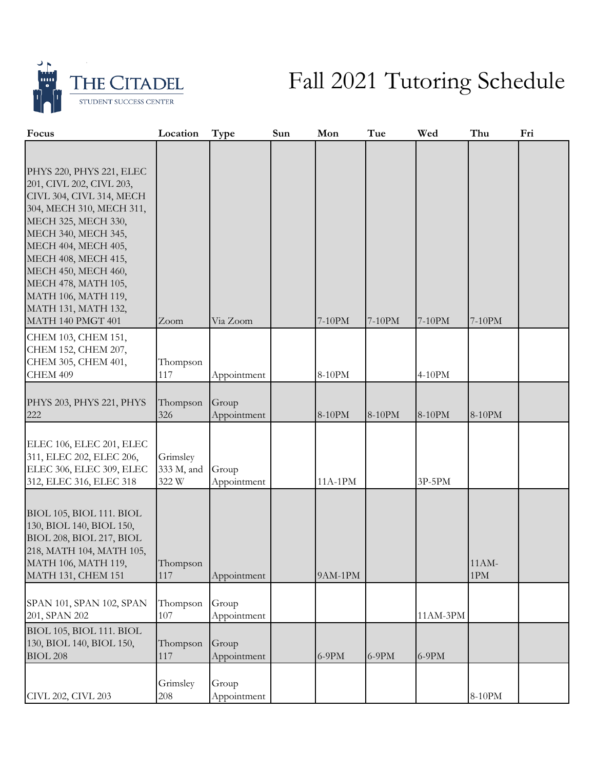THE CITADEL
STUDENT SUCCESS CENTER

# Fall 2021 Tutoring Schedule

| Focus | Location | Type | Sun | Mon | Tue | Wed | Thu | Fri |
|---|---|---|---|---|---|---|---|---|
| PHYS 220, PHYS 221, ELEC 201, CIVL 202, CIVL 203, CIVL 304, CIVL 314, MECH 304, MECH 310, MECH 311, MECH 325, MECH 330, MECH 340, MECH 345, MECH 404, MECH 405, MECH 408, MECH 415, MECH 450, MECH 460, MECH 478, MATH 105, MATH 106, MATH 119, MATH 131, MATH 132, MATH 140 PMGT 401 | Zoom | Via Zoom | | 7-10PM | 7-10PM | 7-10PM | 7-10PM | |
| CHEM 103, CHEM 151, CHEM 152, CHEM 207, CHEM 305, CHEM 401, CHEM 409 | Thompson 117 | Appointment | | 8-10PM | | 4-10PM | | |
| PHYS 203, PHYS 221, PHYS 222 | Thompson 326 | Group Appointment | | 8-10PM | 8-10PM | 8-10PM | 8-10PM | |
| ELEC 106, ELEC 201, ELEC 311, ELEC 202, ELEC 206, ELEC 306, ELEC 309, ELEC 312, ELEC 316, ELEC 318 | Grimsley 333 M, and 322 W | Group Appointment | | 11A-1PM | | 3P-5PM | | |
| BIOL 105, BIOL 111. BIOL 130, BIOL 140, BIOL 150, BIOL 208, BIOL 217, BIOL 218, MATH 104, MATH 105, MATH 106, MATH 119, MATH 131, CHEM 151 | Thompson 117 | Appointment | | 9AM-1PM | | | 11AM-1PM | |
| SPAN 101, SPAN 102, SPAN 201, SPAN 202 | Thompson 107 | Group Appointment | | | | 11AM-3PM | | |
| BIOL 105, BIOL 111. BIOL 130, BIOL 140, BIOL 150, BIOL 208 | Thompson 117 | Group Appointment | | 6-9PM | 6-9PM | 6-9PM | | |
| CIVL 202, CIVL 203 | Grimsley 208 | Group Appointment | | | | | 8-10PM | |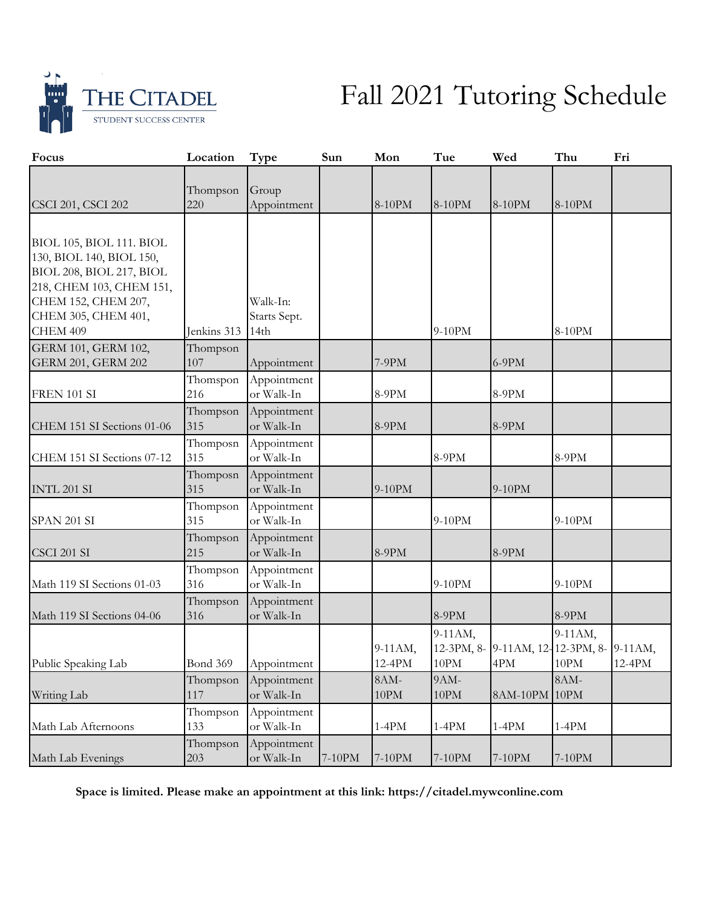THE CITADEL
STUDENT SUCCESS CENTER

# Fall 2021 Tutoring Schedule

| Focus | Location | Type | Sun | Mon | Tue | Wed | Thu | Fri |
|---|---|---|---|---|---|---|---|---|
| CSCI 201, CSCI 202 | Thompson 220 | Group Appointment | | 8-10PM | 8-10PM | 8-10PM | 8-10PM | |
| BIOL 105, BIOL 111. BIOL 130, BIOL 140, BIOL 150, BIOL 208, BIOL 217, BIOL 218, CHEM 103, CHEM 151, CHEM 152, CHEM 207, CHEM 305, CHEM 401, CHEM 409 | Jenkins 313 | Walk-In: Starts Sept. 14th | | | 9-10PM | | 8-10PM | |
| GERM 101, GERM 102, GERM 201, GERM 202 | Thompson 107 | Appointment | | 7-9PM | | 6-9PM | | |
| FREN 101 SI | Thomspon 216 | Appointment or Walk-In | | 8-9PM | | 8-9PM | | |
| CHEM 151 SI Sections 01-06 | Thompson 315 | Appointment or Walk-In | | 8-9PM | | 8-9PM | | |
| CHEM 151 SI Sections 07-12 | Thomposn 315 | Appointment or Walk-In | | | 8-9PM | | 8-9PM | |
| INTL 201 SI | Thomposn 315 | Appointment or Walk-In | | 9-10PM | | 9-10PM | | |
| SPAN 201 SI | Thompson 315 | Appointment or Walk-In | | | 9-10PM | | 9-10PM | |
| CSCI 201 SI | Thompson 215 | Appointment or Walk-In | | 8-9PM | | 8-9PM | | |
| Math 119 SI Sections 01-03 | Thompson 316 | Appointment or Walk-In | | | 9-10PM | | 9-10PM | |
| Math 119 SI Sections 04-06 | Thompson 316 | Appointment or Walk-In | | | 8-9PM | | 8-9PM | |
| Public Speaking Lab | Bond 369 | Appointment | | 9-11AM, 12-4PM | 9-11AM, 12-3PM, 8-10PM | 9-11AM, 12-4PM | 9-11AM, 12-3PM, 8-10PM | 9-11AM, 12-4PM |
| Writing Lab | Thompson 117 | Appointment or Walk-In | | 8AM-10PM | 9AM-10PM | 8AM-10PM | 8AM-10PM | |
| Math Lab Afternoons | Thompson 133 | Appointment or Walk-In | | 1-4PM | 1-4PM | 1-4PM | 1-4PM | |
| Math Lab Evenings | Thompson 203 | Appointment or Walk-In | 7-10PM | 7-10PM | 7-10PM | 7-10PM | 7-10PM | |

**Space is limited. Please make an appointment at this link: https://citadel.mywconline.com**